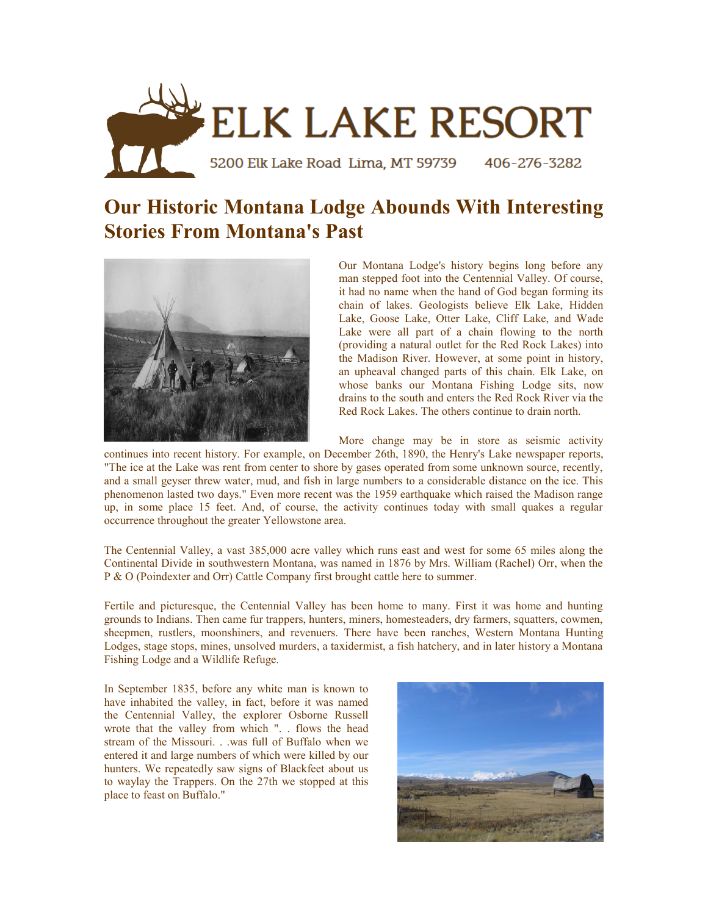ELK LAKE RESORT

5200 Elk Lake Road Lima, MT 59739 406-276-3282

# Our Historic Montana Lodge Abounds With Interesting Stories From Montana's Past

Our Montana Lodge's history begins long before any man stepped foot into the Centennial Valley. Of course, it had no name when the hand of God began forming its chain of lakes. Geologists believe Elk Lake, Hidden Lake, Goose Lake, Otter Lake, Cliff Lake, and Wade Lake were all part of a chain flowing to the north (providing a natural outlet for the Red Rock Lakes) into the Madison River. However, at some point in history, an upheaval changed parts of this chain. Elk Lake, on whose banks our Montana Fishing Lodge sits, now drains to the south and enters the Red Rock River via the Red Rock Lakes. The others continue to drain north.

More change may be in store as seismic activity continues into recent history. For example, on December 26th, 1890, the Henry's Lake newspaper reports, "The ice at the Lake was rent from center to shore by gases operated from some unknown source, recently, and a small geyser threw water, mud, and fish in large numbers to a considerable distance on the ice. This phenomenon lasted two days." Even more recent was the 1959 earthquake which raised the Madison range up, in some place 15 feet. And, of course, the activity continues today with small quakes a regular occurrence throughout the greater Yellowstone area.

The Centennial Valley, a vast 385,000 acre valley which runs east and west for some 65 miles along the Continental Divide in southwestern Montana, was named in 1876 by Mrs. William (Rachel) Orr, when the P & O (Poindexter and Orr) Cattle Company first brought cattle here to summer.

Fertile and picturesque, the Centennial Valley has been home to many. First it was home and hunting grounds to Indians. Then came fur trappers, hunters, miners, homesteaders, dry farmers, squatters, cowmen, sheepmen, rustlers, moonshiners, and revenuers. There have been ranches, Western Montana Hunting Lodges, stage stops, mines, unsolved murders, a taxidermist, a fish hatchery, and in later history a Montana Fishing Lodge and a Wildlife Refuge.

In September 1835, before any white man is known to have inhabited the valley, in fact, before it was named the Centennial Valley, the explorer Osborne Russell wrote that the valley from which ". . flows the head stream of the Missouri. . .was full of Buffalo when we entered it and large numbers of which were killed by our hunters. We repeatedly saw signs of Blackfeet about us to waylay the Trappers. On the 27th we stopped at this place to feast on Buffalo."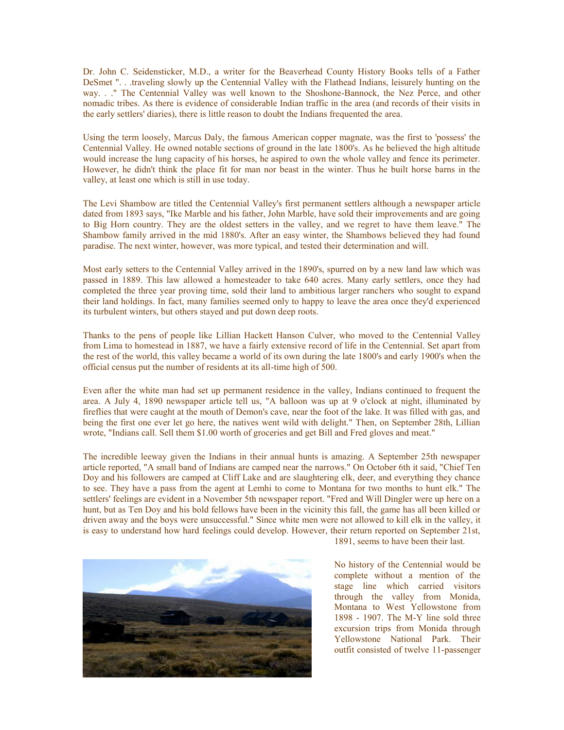Dr. John C. Seidensticker, M.D., a writer for the Beaverhead County History Books tells of a Father DeSmet ". . .traveling slowly up the Centennial Valley with the Flathead Indians, leisurely hunting on the way. . ." The Centennial Valley was well known to the Shoshone-Bannock, the Nez Perce, and other nomadic tribes. As there is evidence of considerable Indian traffic in the area (and records of their visits in the early settlers' diaries), there is little reason to doubt the Indians frequented the area.

Using the term loosely, Marcus Daly, the famous American copper magnate, was the first to 'possess' the Centennial Valley. He owned notable sections of ground in the late 1800's. As he believed the high altitude would increase the lung capacity of his horses, he aspired to own the whole valley and fence its perimeter. However, he didn't think the place fit for man nor beast in the winter. Thus he built horse barns in the valley, at least one which is still in use today.

The Levi Shambow are titled the Centennial Valley's first permanent settlers although a newspaper article dated from 1893 says, "Ike Marble and his father, John Marble, have sold their improvements and are going to Big Horn country. They are the oldest setters in the valley, and we regret to have them leave." The Shambow family arrived in the mid 1880's. After an easy winter, the Shambows believed they had found paradise. The next winter, however, was more typical, and tested their determination and will.

Most early setters to the Centennial Valley arrived in the 1890's, spurred on by a new land law which was passed in 1889. This law allowed a homesteader to take 640 acres. Many early settlers, once they had completed the three year proving time, sold their land to ambitious larger ranchers who sought to expand their land holdings. In fact, many families seemed only to happy to leave the area once they'd experienced its turbulent winters, but others stayed and put down deep roots.

Thanks to the pens of people like Lillian Hackett Hanson Culver, who moved to the Centennial Valley from Lima to homestead in 1887, we have a fairly extensive record of life in the Centennial. Set apart from the rest of the world, this valley became a world of its own during the late 1800's and early 1900's when the official census put the number of residents at its all-time high of 500.

Even after the white man had set up permanent residence in the valley, Indians continued to frequent the area. A July 4, 1890 newspaper article tell us, "A balloon was up at 9 o'clock at night, illuminated by fireflies that were caught at the mouth of Demon's cave, near the foot of the lake. It was filled with gas, and being the first one ever let go here, the natives went wild with delight." Then, on September 28th, Lillian wrote, "Indians call. Sell them $1.00 worth of groceries and get Bill and Fred gloves and meat."

The incredible leeway given the Indians in their annual hunts is amazing. A September 25th newspaper article reported, "A small band of Indians are camped near the narrows." On October 6th it said, "Chief Ten Doy and his followers are camped at Cliff Lake and are slaughtering elk, deer, and everything they chance to see. They have a pass from the agent at Lemhi to come to Montana for two months to hunt elk." The settlers' feelings are evident in a November 5th newspaper report. "Fred and Will Dingler were up here on a hunt, but as Ten Doy and his bold fellows have been in the vicinity this fall, the game has all been killed or driven away and the boys were unsuccessful." Since white men were not allowed to kill elk in the valley, it is easy to understand how hard feelings could develop. However, their return reported on September 21st, 1891, seems to have been their last.

No history of the Centennial would be complete without a mention of the stage line which carried visitors through the valley from Monida, Montana to West Yellowstone from 1898 - 1907. The M-Y line sold three excursion trips from Monida through Yellowstone National Park. Their outfit consisted of twelve 11-passenger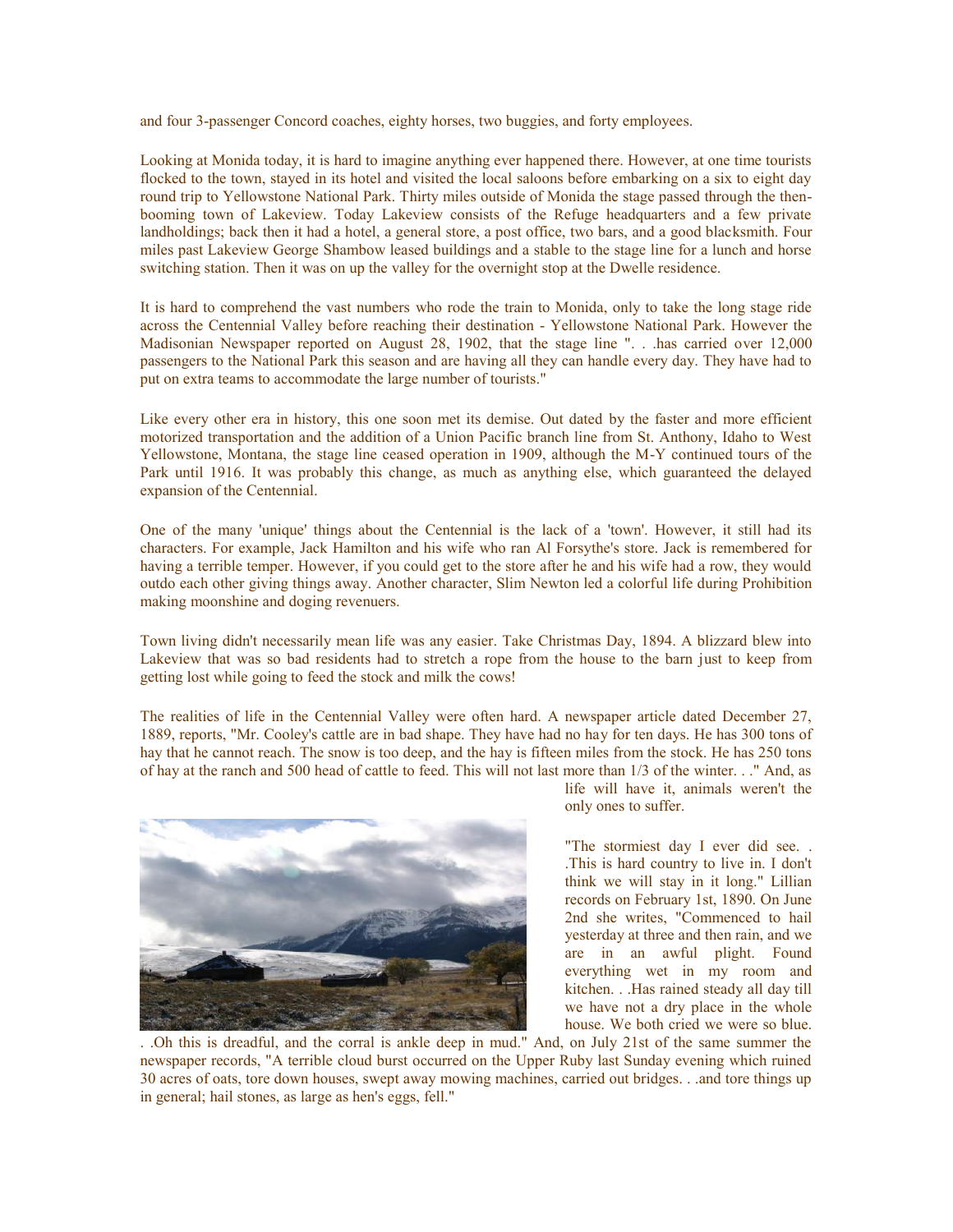and four 3-passenger Concord coaches, eighty horses, two buggies, and forty employees.

Looking at Monida today, it is hard to imagine anything ever happened there. However, at one time tourists flocked to the town, stayed in its hotel and visited the local saloons before embarking on a six to eight day round trip to Yellowstone National Park. Thirty miles outside of Monida the stage passed through the then-booming town of Lakeview. Today Lakeview consists of the Refuge headquarters and a few private landholdings; back then it had a hotel, a general store, a post office, two bars, and a good blacksmith. Four miles past Lakeview George Shambow leased buildings and a stable to the stage line for a lunch and horse switching station. Then it was on up the valley for the overnight stop at the Dwelle residence.

It is hard to comprehend the vast numbers who rode the train to Monida, only to take the long stage ride across the Centennial Valley before reaching their destination - Yellowstone National Park. However the Madisonian Newspaper reported on August 28, 1902, that the stage line ". . .has carried over 12,000 passengers to the National Park this season and are having all they can handle every day. They have had to put on extra teams to accommodate the large number of tourists."

Like every other era in history, this one soon met its demise. Out dated by the faster and more efficient motorized transportation and the addition of a Union Pacific branch line from St. Anthony, Idaho to West Yellowstone, Montana, the stage line ceased operation in 1909, although the M-Y continued tours of the Park until 1916. It was probably this change, as much as anything else, which guaranteed the delayed expansion of the Centennial.

One of the many 'unique' things about the Centennial is the lack of a 'town'. However, it still had its characters. For example, Jack Hamilton and his wife who ran Al Forsythe's store. Jack is remembered for having a terrible temper. However, if you could get to the store after he and his wife had a row, they would outdo each other giving things away. Another character, Slim Newton led a colorful life during Prohibition making moonshine and doging revenuers.

Town living didn't necessarily mean life was any easier. Take Christmas Day, 1894. A blizzard blew into Lakeview that was so bad residents had to stretch a rope from the house to the barn just to keep from getting lost while going to feed the stock and milk the cows!

The realities of life in the Centennial Valley were often hard. A newspaper article dated December 27, 1889, reports, "Mr. Cooley's cattle are in bad shape. They have had no hay for ten days. He has 300 tons of hay that he cannot reach. The snow is too deep, and the hay is fifteen miles from the stock. He has 250 tons of hay at the ranch and 500 head of cattle to feed. This will not last more than 1/3 of the winter. . ." And, as life will have it, animals weren't the only ones to suffer.

"The stormiest day I ever did see. . .This is hard country to live in. I don't think we will stay in it long." Lillian records on February 1st, 1890. On June 2nd she writes, "Commenced to hail yesterday at three and then rain, and we are in an awful plight. Found everything wet in my room and kitchen. . .Has rained steady all day till we have not a dry place in the whole house. We both cried we were so blue. . .Oh this is dreadful, and the corral is ankle deep in mud." And, on July 21st of the same summer the newspaper records, "A terrible cloud burst occurred on the Upper Ruby last Sunday evening which ruined 30 acres of oats, tore down houses, swept away mowing machines, carried out bridges. . .and tore things up in general; hail stones, as large as hen's eggs, fell."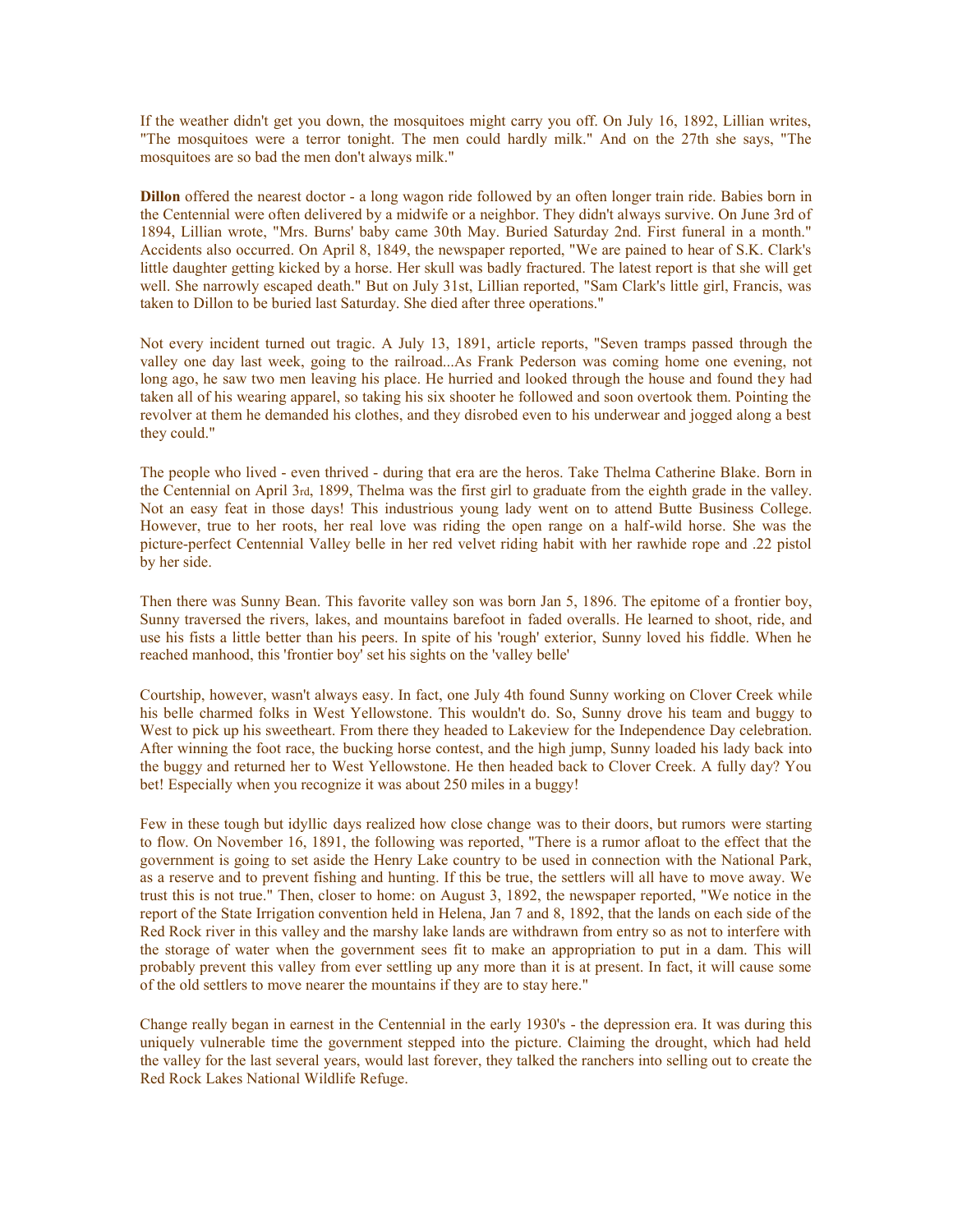If the weather didn't get you down, the mosquitoes might carry you off. On July 16, 1892, Lillian writes, "The mosquitoes were a terror tonight. The men could hardly milk." And on the 27th she says, "The mosquitoes are so bad the men don't always milk."

**Dillon** offered the nearest doctor - a long wagon ride followed by an often longer train ride. Babies born in the Centennial were often delivered by a midwife or a neighbor. They didn't always survive. On June 3rd of 1894, Lillian wrote, "Mrs. Burns' baby came 30th May. Buried Saturday 2nd. First funeral in a month." Accidents also occurred. On April 8, 1849, the newspaper reported, "We are pained to hear of S.K. Clark's little daughter getting kicked by a horse. Her skull was badly fractured. The latest report is that she will get well. She narrowly escaped death." But on July 31st, Lillian reported, "Sam Clark's little girl, Francis, was taken to Dillon to be buried last Saturday. She died after three operations."

Not every incident turned out tragic. A July 13, 1891, article reports, "Seven tramps passed through the valley one day last week, going to the railroad...As Frank Pederson was coming home one evening, not long ago, he saw two men leaving his place. He hurried and looked through the house and found they had taken all of his wearing apparel, so taking his six shooter he followed and soon overtook them. Pointing the revolver at them he demanded his clothes, and they disrobed even to his underwear and jogged along a best they could."

The people who lived - even thrived - during that era are the heros. Take Thelma Catherine Blake. Born in the Centennial on April 3rd, 1899, Thelma was the first girl to graduate from the eighth grade in the valley. Not an easy feat in those days! This industrious young lady went on to attend Butte Business College. However, true to her roots, her real love was riding the open range on a half-wild horse. She was the picture-perfect Centennial Valley belle in her red velvet riding habit with her rawhide rope and .22 pistol by her side.

Then there was Sunny Bean. This favorite valley son was born Jan 5, 1896. The epitome of a frontier boy, Sunny traversed the rivers, lakes, and mountains barefoot in faded overalls. He learned to shoot, ride, and use his fists a little better than his peers. In spite of his 'rough' exterior, Sunny loved his fiddle. When he reached manhood, this 'frontier boy' set his sights on the 'valley belle'

Courtship, however, wasn't always easy. In fact, one July 4th found Sunny working on Clover Creek while his belle charmed folks in West Yellowstone. This wouldn't do. So, Sunny drove his team and buggy to West to pick up his sweetheart. From there they headed to Lakeview for the Independence Day celebration. After winning the foot race, the bucking horse contest, and the high jump, Sunny loaded his lady back into the buggy and returned her to West Yellowstone. He then headed back to Clover Creek. A fully day? You bet! Especially when you recognize it was about 250 miles in a buggy!

Few in these tough but idyllic days realized how close change was to their doors, but rumors were starting to flow. On November 16, 1891, the following was reported, "There is a rumor afloat to the effect that the government is going to set aside the Henry Lake country to be used in connection with the National Park, as a reserve and to prevent fishing and hunting. If this be true, the settlers will all have to move away. We trust this is not true." Then, closer to home: on August 3, 1892, the newspaper reported, "We notice in the report of the State Irrigation convention held in Helena, Jan 7 and 8, 1892, that the lands on each side of the Red Rock river in this valley and the marshy lake lands are withdrawn from entry so as not to interfere with the storage of water when the government sees fit to make an appropriation to put in a dam. This will probably prevent this valley from ever settling up any more than it is at present. In fact, it will cause some of the old settlers to move nearer the mountains if they are to stay here."

Change really began in earnest in the Centennial in the early 1930's - the depression era. It was during this uniquely vulnerable time the government stepped into the picture. Claiming the drought, which had held the valley for the last several years, would last forever, they talked the ranchers into selling out to create the Red Rock Lakes National Wildlife Refuge.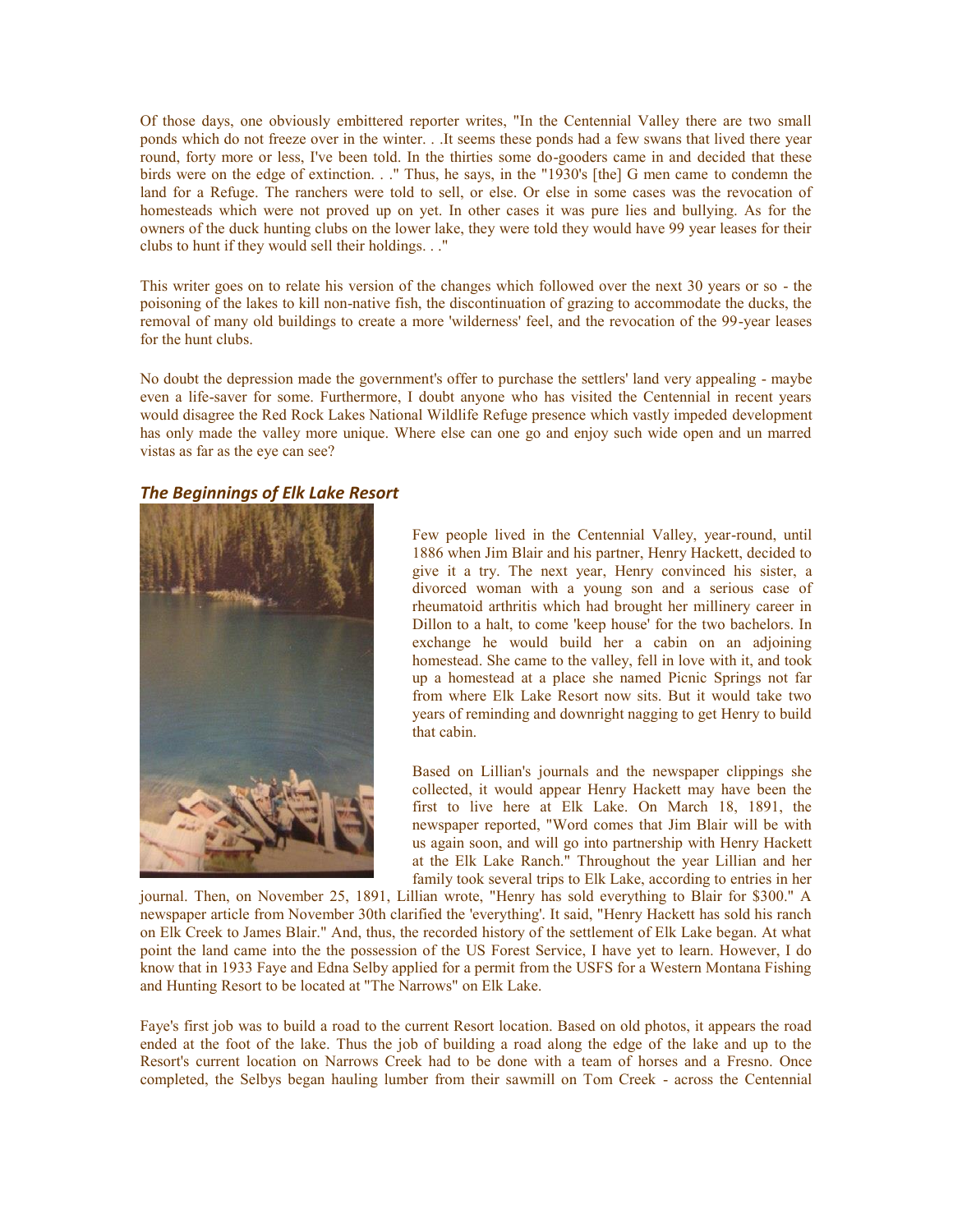Of those days, one obviously embittered reporter writes, "In the Centennial Valley there are two small ponds which do not freeze over in the winter. . .It seems these ponds had a few swans that lived there year round, forty more or less, I've been told. In the thirties some do-gooders came in and decided that these birds were on the edge of extinction. . ." Thus, he says, in the "1930's [the] G men came to condemn the land for a Refuge. The ranchers were told to sell, or else. Or else in some cases was the revocation of homesteads which were not proved up on yet. In other cases it was pure lies and bullying. As for the owners of the duck hunting clubs on the lower lake, they were told they would have 99 year leases for their clubs to hunt if they would sell their holdings. . ."

This writer goes on to relate his version of the changes which followed over the next 30 years or so - the poisoning of the lakes to kill non-native fish, the discontinuation of grazing to accommodate the ducks, the removal of many old buildings to create a more 'wilderness' feel, and the revocation of the 99-year leases for the hunt clubs.

No doubt the depression made the government's offer to purchase the settlers' land very appealing - maybe even a life-saver for some. Furthermore, I doubt anyone who has visited the Centennial in recent years would disagree the Red Rock Lakes National Wildlife Refuge presence which vastly impeded development has only made the valley more unique. Where else can one go and enjoy such wide open and un marred vistas as far as the eye can see?

### *The Beginnings of Elk Lake Resort*

Few people lived in the Centennial Valley, year-round, until 1886 when Jim Blair and his partner, Henry Hackett, decided to give it a try. The next year, Henry convinced his sister, a divorced woman with a young son and a serious case of rheumatoid arthritis which had brought her millinery career in Dillon to a halt, to come 'keep house' for the two bachelors. In exchange he would build her a cabin on an adjoining homestead. She came to the valley, fell in love with it, and took up a homestead at a place she named Picnic Springs not far from where Elk Lake Resort now sits. But it would take two years of reminding and downright nagging to get Henry to build that cabin.

Based on Lillian's journals and the newspaper clippings she collected, it would appear Henry Hackett may have been the first to live here at Elk Lake. On March 18, 1891, the newspaper reported, "Word comes that Jim Blair will be with us again soon, and will go into partnership with Henry Hackett at the Elk Lake Ranch." Throughout the year Lillian and her family took several trips to Elk Lake, according to entries in her journal. Then, on November 25, 1891, Lillian wrote, "Henry has sold everything to Blair for $300." A newspaper article from November 30th clarified the 'everything'. It said, "Henry Hackett has sold his ranch on Elk Creek to James Blair." And, thus, the recorded history of the settlement of Elk Lake began. At what point the land came into the the possession of the US Forest Service, I have yet to learn. However, I do know that in 1933 Faye and Edna Selby applied for a permit from the USFS for a Western Montana Fishing and Hunting Resort to be located at "The Narrows" on Elk Lake.

Faye's first job was to build a road to the current Resort location. Based on old photos, it appears the road ended at the foot of the lake. Thus the job of building a road along the edge of the lake and up to the Resort's current location on Narrows Creek had to be done with a team of horses and a Fresno. Once completed, the Selbys began hauling lumber from their sawmill on Tom Creek - across the Centennial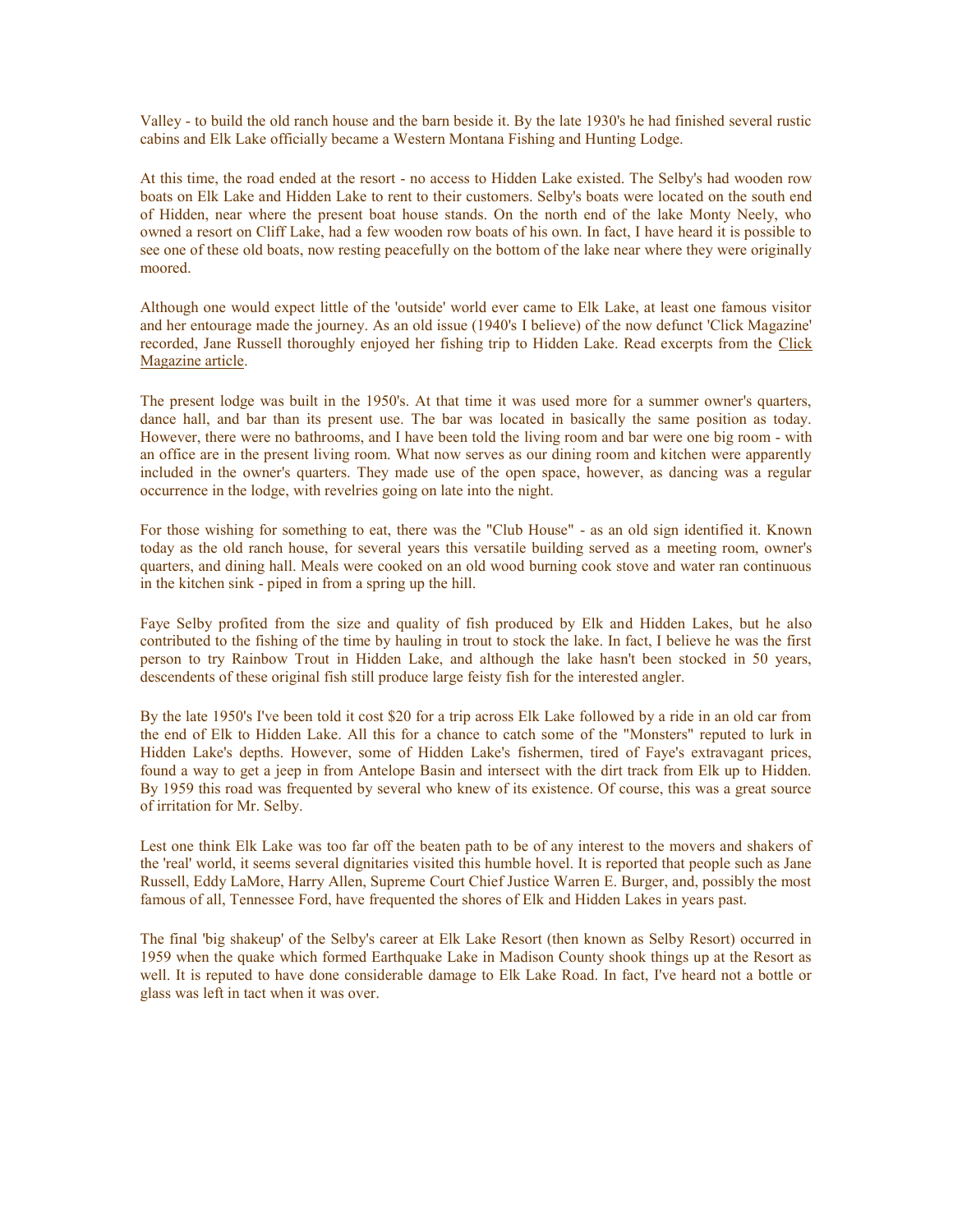Valley - to build the old ranch house and the barn beside it. By the late 1930's he had finished several rustic cabins and Elk Lake officially became a Western Montana Fishing and Hunting Lodge.

At this time, the road ended at the resort - no access to Hidden Lake existed. The Selby's had wooden row boats on Elk Lake and Hidden Lake to rent to their customers. Selby's boats were located on the south end of Hidden, near where the present boat house stands. On the north end of the lake Monty Neely, who owned a resort on Cliff Lake, had a few wooden row boats of his own. In fact, I have heard it is possible to see one of these old boats, now resting peacefully on the bottom of the lake near where they were originally moored.

Although one would expect little of the 'outside' world ever came to Elk Lake, at least one famous visitor and her entourage made the journey. As an old issue (1940's I believe) of the now defunct 'Click Magazine' recorded, Jane Russell thoroughly enjoyed her fishing trip to Hidden Lake. Read excerpts from the Click Magazine article.

The present lodge was built in the 1950's. At that time it was used more for a summer owner's quarters, dance hall, and bar than its present use. The bar was located in basically the same position as today. However, there were no bathrooms, and I have been told the living room and bar were one big room - with an office are in the present living room. What now serves as our dining room and kitchen were apparently included in the owner's quarters. They made use of the open space, however, as dancing was a regular occurrence in the lodge, with revelries going on late into the night.

For those wishing for something to eat, there was the "Club House" - as an old sign identified it. Known today as the old ranch house, for several years this versatile building served as a meeting room, owner's quarters, and dining hall. Meals were cooked on an old wood burning cook stove and water ran continuous in the kitchen sink - piped in from a spring up the hill.

Faye Selby profited from the size and quality of fish produced by Elk and Hidden Lakes, but he also contributed to the fishing of the time by hauling in trout to stock the lake. In fact, I believe he was the first person to try Rainbow Trout in Hidden Lake, and although the lake hasn't been stocked in 50 years, descendents of these original fish still produce large feisty fish for the interested angler.

By the late 1950's I've been told it cost $20 for a trip across Elk Lake followed by a ride in an old car from the end of Elk to Hidden Lake. All this for a chance to catch some of the "Monsters" reputed to lurk in Hidden Lake's depths. However, some of Hidden Lake's fishermen, tired of Faye's extravagant prices, found a way to get a jeep in from Antelope Basin and intersect with the dirt track from Elk up to Hidden. By 1959 this road was frequented by several who knew of its existence. Of course, this was a great source of irritation for Mr. Selby.

Lest one think Elk Lake was too far off the beaten path to be of any interest to the movers and shakers of the 'real' world, it seems several dignitaries visited this humble hovel. It is reported that people such as Jane Russell, Eddy LaMore, Harry Allen, Supreme Court Chief Justice Warren E. Burger, and, possibly the most famous of all, Tennessee Ford, have frequented the shores of Elk and Hidden Lakes in years past.

The final 'big shakeup' of the Selby's career at Elk Lake Resort (then known as Selby Resort) occurred in 1959 when the quake which formed Earthquake Lake in Madison County shook things up at the Resort as well. It is reputed to have done considerable damage to Elk Lake Road. In fact, I've heard not a bottle or glass was left in tact when it was over.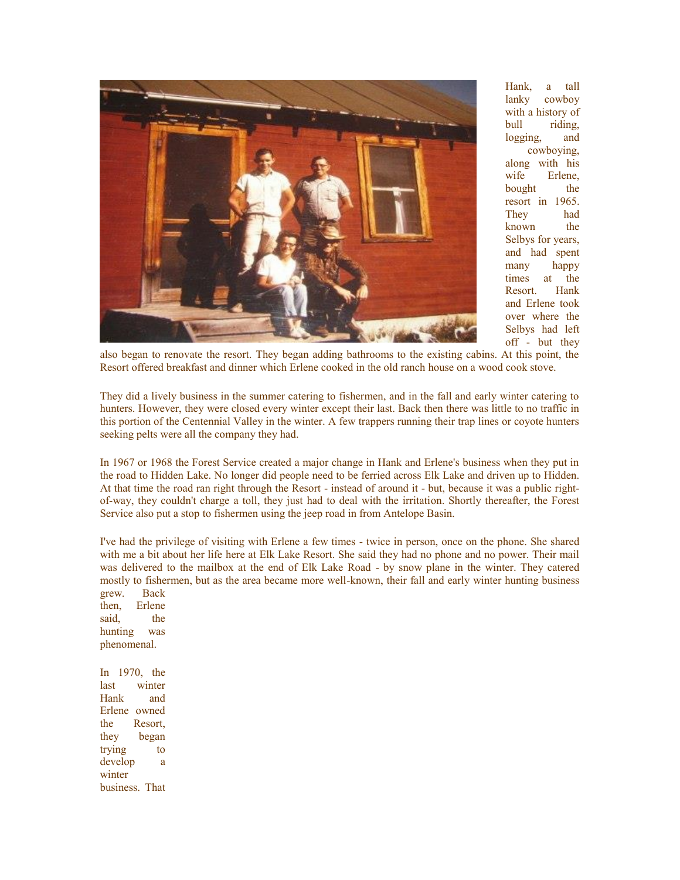Hank, a tall lanky cowboy with a history of bull riding, logging, and cowboying, along with his wife Erlene, bought the resort in 1965. They had known the Selbys for years, and had spent many happy times at the Resort. Hank and Erlene took over where the Selbys had left off - but they also began to renovate the resort. They began adding bathrooms to the existing cabins. At this point, the Resort offered breakfast and dinner which Erlene cooked in the old ranch house on a wood cook stove.

They did a lively business in the summer catering to fishermen, and in the fall and early winter catering to hunters. However, they were closed every winter except their last. Back then there was little to no traffic in this portion of the Centennial Valley in the winter. A few trappers running their trap lines or coyote hunters seeking pelts were all the company they had.

In 1967 or 1968 the Forest Service created a major change in Hank and Erlene's business when they put in the road to Hidden Lake. No longer did people need to be ferried across Elk Lake and driven up to Hidden. At that time the road ran right through the Resort - instead of around it - but, because it was a public right-of-way, they couldn't charge a toll, they just had to deal with the irritation. Shortly thereafter, the Forest Service also put a stop to fishermen using the jeep road in from Antelope Basin.

I've had the privilege of visiting with Erlene a few times - twice in person, once on the phone. She shared with me a bit about her life here at Elk Lake Resort. She said they had no phone and no power. Their mail was delivered to the mailbox at the end of Elk Lake Road - by snow plane in the winter. They catered mostly to fishermen, but as the area became more well-known, their fall and early winter hunting business grew. Back then, Erlene said, the hunting was phenomenal.

In 1970, the last winter Hank and Erlene owned the Resort, they began trying to develop a winter business. That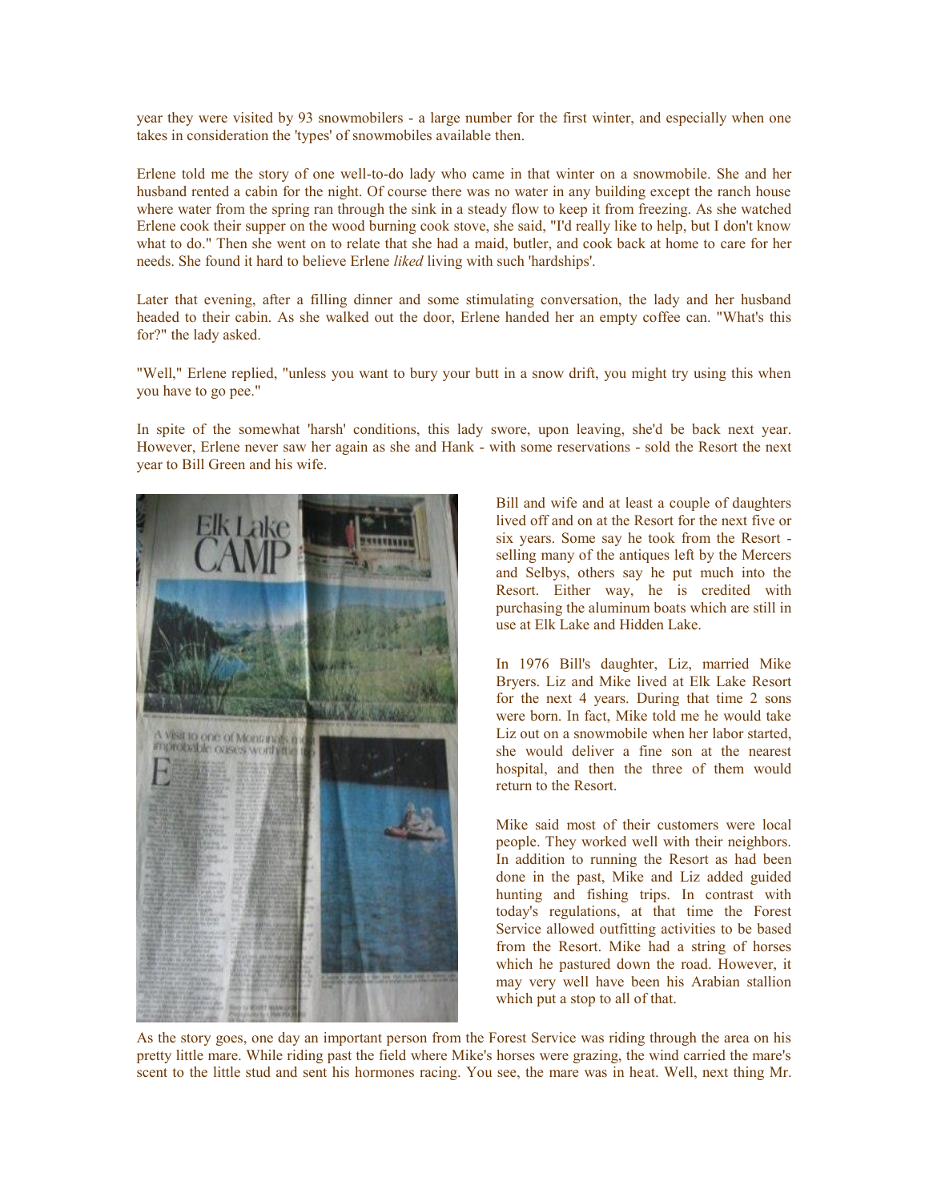year they were visited by 93 snowmobilers - a large number for the first winter, and especially when one takes in consideration the 'types' of snowmobiles available then.

Erlene told me the story of one well-to-do lady who came in that winter on a snowmobile. She and her husband rented a cabin for the night. Of course there was no water in any building except the ranch house where water from the spring ran through the sink in a steady flow to keep it from freezing. As she watched Erlene cook their supper on the wood burning cook stove, she said, "I'd really like to help, but I don't know what to do." Then she went on to relate that she had a maid, butler, and cook back at home to care for her needs. She found it hard to believe Erlene *liked* living with such 'hardships'.

Later that evening, after a filling dinner and some stimulating conversation, the lady and her husband headed to their cabin. As she walked out the door, Erlene handed her an empty coffee can. "What's this for?" the lady asked.

"Well," Erlene replied, "unless you want to bury your butt in a snow drift, you might try using this when you have to go pee."

In spite of the somewhat 'harsh' conditions, this lady swore, upon leaving, she'd be back next year. However, Erlene never saw her again as she and Hank - with some reservations - sold the Resort the next year to Bill Green and his wife.

Bill and wife and at least a couple of daughters lived off and on at the Resort for the next five or six years. Some say he took from the Resort - selling many of the antiques left by the Mercers and Selbys, others say he put much into the Resort. Either way, he is credited with purchasing the aluminum boats which are still in use at Elk Lake and Hidden Lake.

In 1976 Bill's daughter, Liz, married Mike Bryers. Liz and Mike lived at Elk Lake Resort for the next 4 years. During that time 2 sons were born. In fact, Mike told me he would take Liz out on a snowmobile when her labor started, she would deliver a fine son at the nearest hospital, and then the three of them would return to the Resort.

Mike said most of their customers were local people. They worked well with their neighbors. In addition to running the Resort as had been done in the past, Mike and Liz added guided hunting and fishing trips. In contrast with today's regulations, at that time the Forest Service allowed outfitting activities to be based from the Resort. Mike had a string of horses which he pastured down the road. However, it may very well have been his Arabian stallion which put a stop to all of that.

As the story goes, one day an important person from the Forest Service was riding through the area on his pretty little mare. While riding past the field where Mike's horses were grazing, the wind carried the mare's scent to the little stud and sent his hormones racing. You see, the mare was in heat. Well, next thing Mr.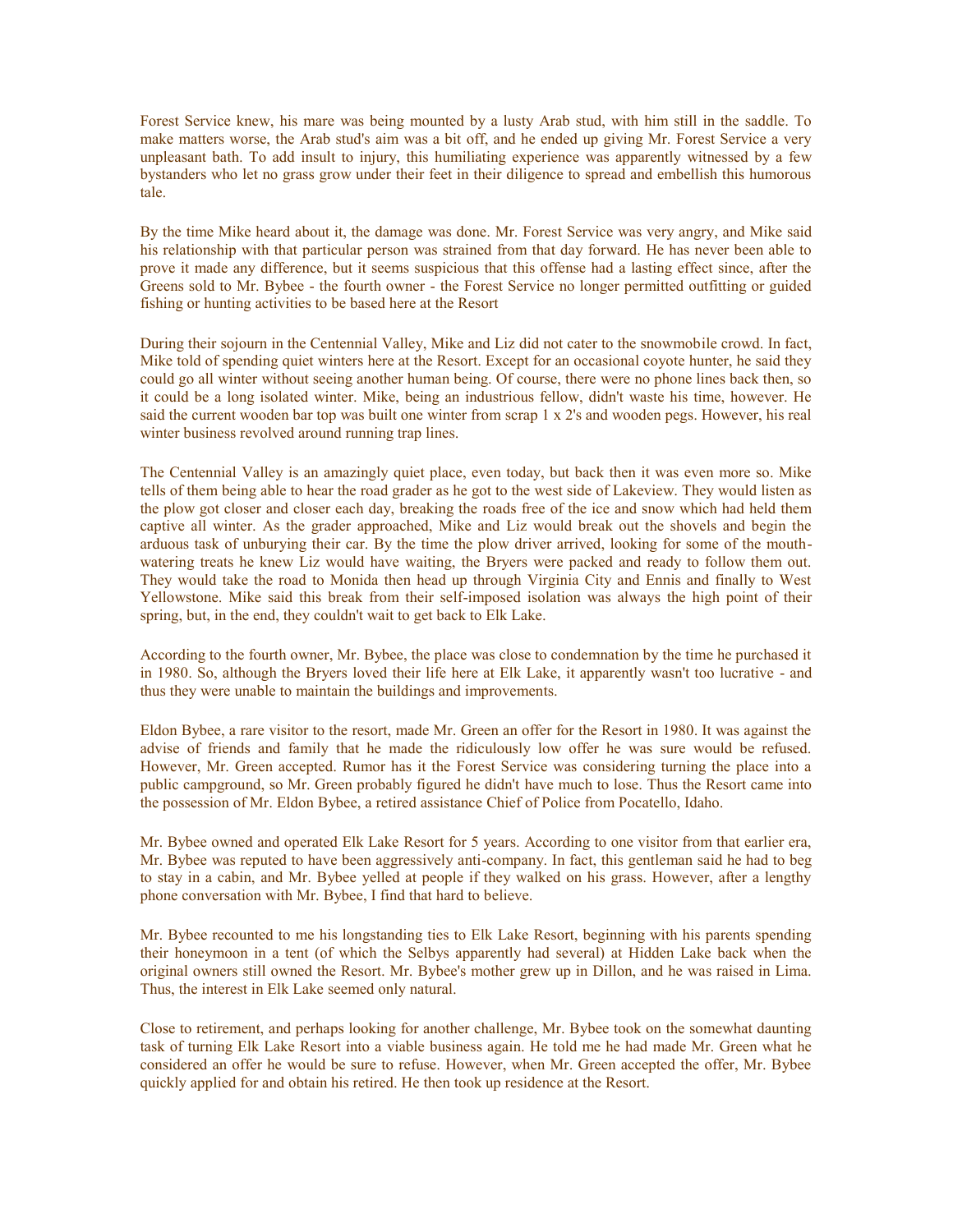Forest Service knew, his mare was being mounted by a lusty Arab stud, with him still in the saddle. To make matters worse, the Arab stud's aim was a bit off, and he ended up giving Mr. Forest Service a very unpleasant bath. To add insult to injury, this humiliating experience was apparently witnessed by a few bystanders who let no grass grow under their feet in their diligence to spread and embellish this humorous tale.

By the time Mike heard about it, the damage was done. Mr. Forest Service was very angry, and Mike said his relationship with that particular person was strained from that day forward. He has never been able to prove it made any difference, but it seems suspicious that this offense had a lasting effect since, after the Greens sold to Mr. Bybee - the fourth owner - the Forest Service no longer permitted outfitting or guided fishing or hunting activities to be based here at the Resort

During their sojourn in the Centennial Valley, Mike and Liz did not cater to the snowmobile crowd. In fact, Mike told of spending quiet winters here at the Resort. Except for an occasional coyote hunter, he said they could go all winter without seeing another human being. Of course, there were no phone lines back then, so it could be a long isolated winter. Mike, being an industrious fellow, didn't waste his time, however. He said the current wooden bar top was built one winter from scrap 1 x 2's and wooden pegs. However, his real winter business revolved around running trap lines.

The Centennial Valley is an amazingly quiet place, even today, but back then it was even more so. Mike tells of them being able to hear the road grader as he got to the west side of Lakeview. They would listen as the plow got closer and closer each day, breaking the roads free of the ice and snow which had held them captive all winter. As the grader approached, Mike and Liz would break out the shovels and begin the arduous task of unburying their car. By the time the plow driver arrived, looking for some of the mouth-watering treats he knew Liz would have waiting, the Bryers were packed and ready to follow them out. They would take the road to Monida then head up through Virginia City and Ennis and finally to West Yellowstone. Mike said this break from their self-imposed isolation was always the high point of their spring, but, in the end, they couldn't wait to get back to Elk Lake.

According to the fourth owner, Mr. Bybee, the place was close to condemnation by the time he purchased it in 1980. So, although the Bryers loved their life here at Elk Lake, it apparently wasn't too lucrative - and thus they were unable to maintain the buildings and improvements.

Eldon Bybee, a rare visitor to the resort, made Mr. Green an offer for the Resort in 1980. It was against the advise of friends and family that he made the ridiculously low offer he was sure would be refused. However, Mr. Green accepted. Rumor has it the Forest Service was considering turning the place into a public campground, so Mr. Green probably figured he didn't have much to lose. Thus the Resort came into the possession of Mr. Eldon Bybee, a retired assistance Chief of Police from Pocatello, Idaho.

Mr. Bybee owned and operated Elk Lake Resort for 5 years. According to one visitor from that earlier era, Mr. Bybee was reputed to have been aggressively anti-company. In fact, this gentleman said he had to beg to stay in a cabin, and Mr. Bybee yelled at people if they walked on his grass. However, after a lengthy phone conversation with Mr. Bybee, I find that hard to believe.

Mr. Bybee recounted to me his longstanding ties to Elk Lake Resort, beginning with his parents spending their honeymoon in a tent (of which the Selbys apparently had several) at Hidden Lake back when the original owners still owned the Resort. Mr. Bybee's mother grew up in Dillon, and he was raised in Lima. Thus, the interest in Elk Lake seemed only natural.

Close to retirement, and perhaps looking for another challenge, Mr. Bybee took on the somewhat daunting task of turning Elk Lake Resort into a viable business again. He told me he had made Mr. Green what he considered an offer he would be sure to refuse. However, when Mr. Green accepted the offer, Mr. Bybee quickly applied for and obtain his retired. He then took up residence at the Resort.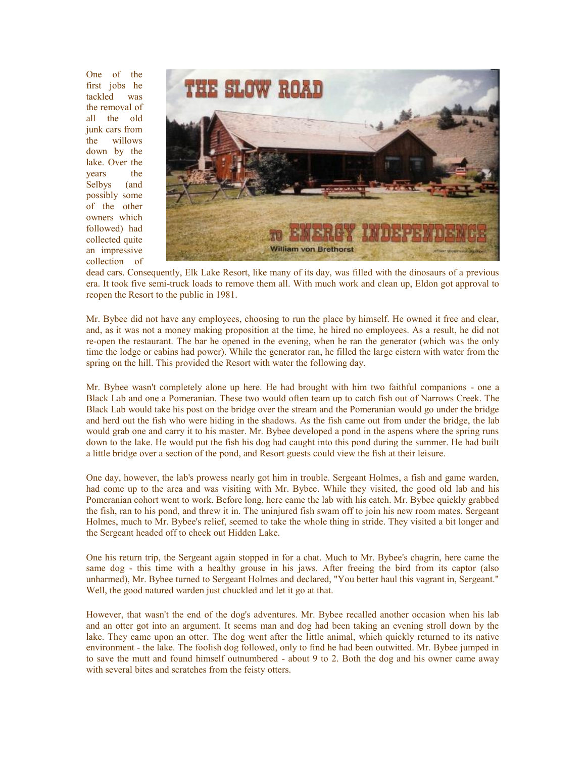One of the first jobs he tackled was the removal of all the old junk cars from the willows down by the lake. Over the years the Selbys (and possibly some of the other owners which followed) had collected quite an impressive collection of dead cars. Consequently, Elk Lake Resort, like many of its day, was filled with the dinosaurs of a previous era. It took five semi-truck loads to remove them all. With much work and clean up, Eldon got approval to reopen the Resort to the public in 1981.

Mr. Bybee did not have any employees, choosing to run the place by himself. He owned it free and clear, and, as it was not a money making proposition at the time, he hired no employees. As a result, he did not re-open the restaurant. The bar he opened in the evening, when he ran the generator (which was the only time the lodge or cabins had power). While the generator ran, he filled the large cistern with water from the spring on the hill. This provided the Resort with water the following day.

Mr. Bybee wasn't completely alone up here. He had brought with him two faithful companions - one a Black Lab and one a Pomeranian. These two would often team up to catch fish out of Narrows Creek. The Black Lab would take his post on the bridge over the stream and the Pomeranian would go under the bridge and herd out the fish who were hiding in the shadows. As the fish came out from under the bridge, the lab would grab one and carry it to his master. Mr. Bybee developed a pond in the aspens where the spring runs down to the lake. He would put the fish his dog had caught into this pond during the summer. He had built a little bridge over a section of the pond, and Resort guests could view the fish at their leisure.

One day, however, the lab's prowess nearly got him in trouble. Sergeant Holmes, a fish and game warden, had come up to the area and was visiting with Mr. Bybee. While they visited, the good old lab and his Pomeranian cohort went to work. Before long, here came the lab with his catch. Mr. Bybee quickly grabbed the fish, ran to his pond, and threw it in. The uninjured fish swam off to join his new room mates. Sergeant Holmes, much to Mr. Bybee's relief, seemed to take the whole thing in stride. They visited a bit longer and the Sergeant headed off to check out Hidden Lake.

One his return trip, the Sergeant again stopped in for a chat. Much to Mr. Bybee's chagrin, here came the same dog - this time with a healthy grouse in his jaws. After freeing the bird from its captor (also unharmed), Mr. Bybee turned to Sergeant Holmes and declared, "You better haul this vagrant in, Sergeant." Well, the good natured warden just chuckled and let it go at that.

However, that wasn't the end of the dog's adventures. Mr. Bybee recalled another occasion when his lab and an otter got into an argument. It seems man and dog had been taking an evening stroll down by the lake. They came upon an otter. The dog went after the little animal, which quickly returned to its native environment - the lake. The foolish dog followed, only to find he had been outwitted. Mr. Bybee jumped in to save the mutt and found himself outnumbered - about 9 to 2. Both the dog and his owner came away with several bites and scratches from the feisty otters.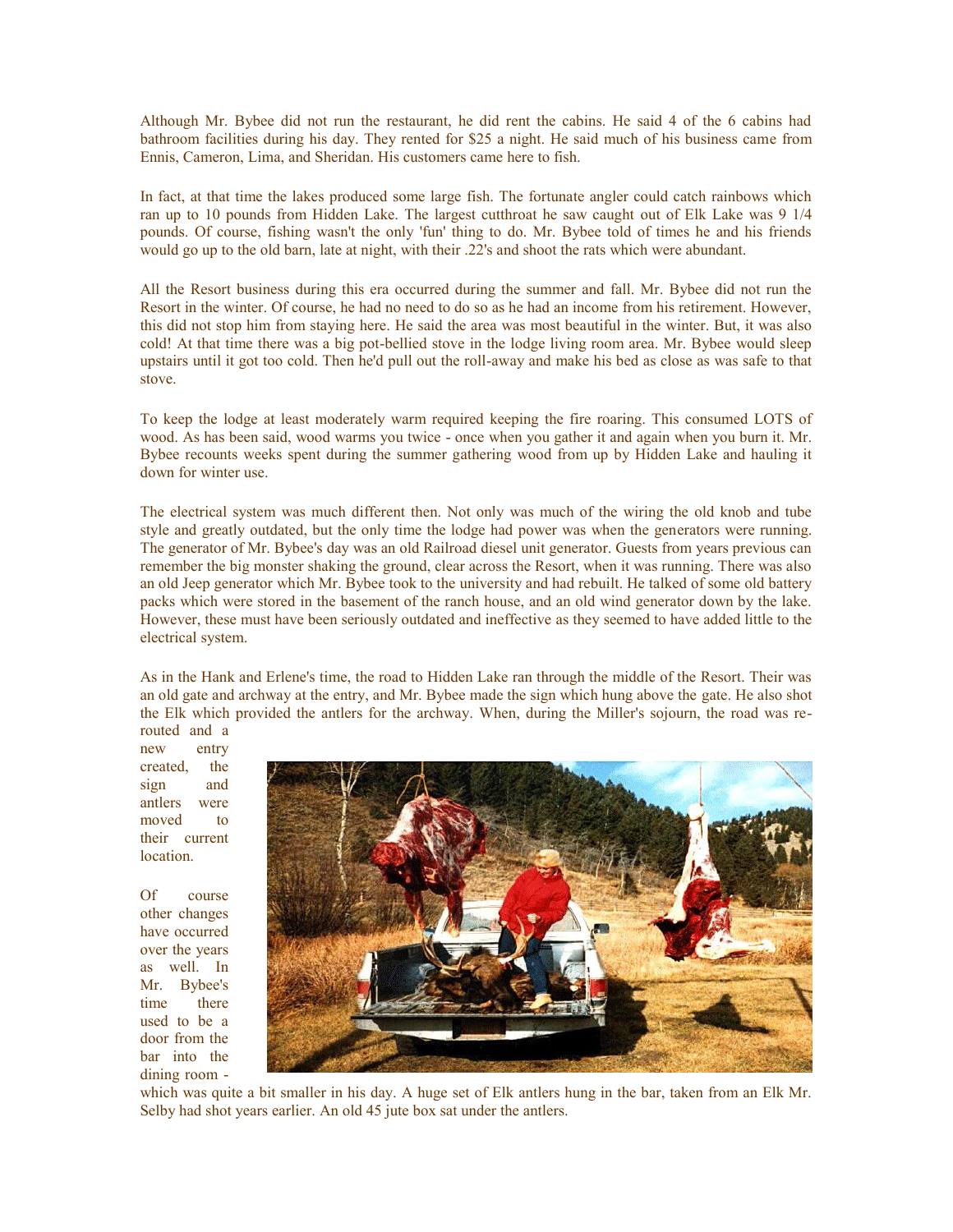Although Mr. Bybee did not run the restaurant, he did rent the cabins. He said 4 of the 6 cabins had bathroom facilities during his day. They rented for $25 a night. He said much of his business came from Ennis, Cameron, Lima, and Sheridan. His customers came here to fish.

In fact, at that time the lakes produced some large fish. The fortunate angler could catch rainbows which ran up to 10 pounds from Hidden Lake. The largest cutthroat he saw caught out of Elk Lake was 9 1/4 pounds. Of course, fishing wasn't the only 'fun' thing to do. Mr. Bybee told of times he and his friends would go up to the old barn, late at night, with their .22's and shoot the rats which were abundant.

All the Resort business during this era occurred during the summer and fall. Mr. Bybee did not run the Resort in the winter. Of course, he had no need to do so as he had an income from his retirement. However, this did not stop him from staying here. He said the area was most beautiful in the winter. But, it was also cold! At that time there was a big pot-bellied stove in the lodge living room area. Mr. Bybee would sleep upstairs until it got too cold. Then he'd pull out the roll-away and make his bed as close as was safe to that stove.

To keep the lodge at least moderately warm required keeping the fire roaring. This consumed LOTS of wood. As has been said, wood warms you twice - once when you gather it and again when you burn it. Mr. Bybee recounts weeks spent during the summer gathering wood from up by Hidden Lake and hauling it down for winter use.

The electrical system was much different then. Not only was much of the wiring the old knob and tube style and greatly outdated, but the only time the lodge had power was when the generators were running. The generator of Mr. Bybee's day was an old Railroad diesel unit generator. Guests from years previous can remember the big monster shaking the ground, clear across the Resort, when it was running. There was also an old Jeep generator which Mr. Bybee took to the university and had rebuilt. He talked of some old battery packs which were stored in the basement of the ranch house, and an old wind generator down by the lake. However, these must have been seriously outdated and ineffective as they seemed to have added little to the electrical system.

As in the Hank and Erlene's time, the road to Hidden Lake ran through the middle of the Resort. Their was an old gate and archway at the entry, and Mr. Bybee made the sign which hung above the gate. He also shot the Elk which provided the antlers for the archway. When, during the Miller's sojourn, the road was re-routed and a new entry created, the sign and antlers were moved to their current location.

Of course other changes have occurred over the years as well. In Mr. Bybee's time there used to be a door from the bar into the dining room - which was quite a bit smaller in his day. A huge set of Elk antlers hung in the bar, taken from an Elk Mr. Selby had shot years earlier. An old 45 jute box sat under the antlers.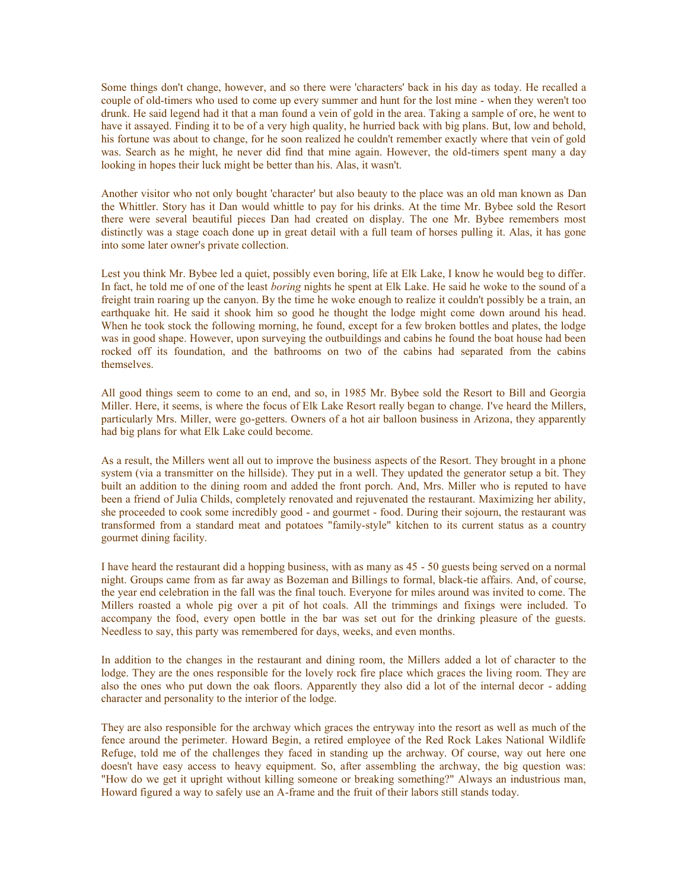Some things don't change, however, and so there were 'characters' back in his day as today. He recalled a couple of old-timers who used to come up every summer and hunt for the lost mine - when they weren't too drunk. He said legend had it that a man found a vein of gold in the area. Taking a sample of ore, he went to have it assayed. Finding it to be of a very high quality, he hurried back with big plans. But, low and behold, his fortune was about to change, for he soon realized he couldn't remember exactly where that vein of gold was. Search as he might, he never did find that mine again. However, the old-timers spent many a day looking in hopes their luck might be better than his. Alas, it wasn't.

Another visitor who not only bought 'character' but also beauty to the place was an old man known as Dan the Whittler. Story has it Dan would whittle to pay for his drinks. At the time Mr. Bybee sold the Resort there were several beautiful pieces Dan had created on display. The one Mr. Bybee remembers most distinctly was a stage coach done up in great detail with a full team of horses pulling it. Alas, it has gone into some later owner's private collection.

Lest you think Mr. Bybee led a quiet, possibly even boring, life at Elk Lake, I know he would beg to differ. In fact, he told me of one of the least *boring* nights he spent at Elk Lake. He said he woke to the sound of a freight train roaring up the canyon. By the time he woke enough to realize it couldn't possibly be a train, an earthquake hit. He said it shook him so good he thought the lodge might come down around his head. When he took stock the following morning, he found, except for a few broken bottles and plates, the lodge was in good shape. However, upon surveying the outbuildings and cabins he found the boat house had been rocked off its foundation, and the bathrooms on two of the cabins had separated from the cabins themselves.

All good things seem to come to an end, and so, in 1985 Mr. Bybee sold the Resort to Bill and Georgia Miller. Here, it seems, is where the focus of Elk Lake Resort really began to change. I've heard the Millers, particularly Mrs. Miller, were go-getters. Owners of a hot air balloon business in Arizona, they apparently had big plans for what Elk Lake could become.

As a result, the Millers went all out to improve the business aspects of the Resort. They brought in a phone system (via a transmitter on the hillside). They put in a well. They updated the generator setup a bit. They built an addition to the dining room and added the front porch. And, Mrs. Miller who is reputed to have been a friend of Julia Childs, completely renovated and rejuvenated the restaurant. Maximizing her ability, she proceeded to cook some incredibly good - and gourmet - food. During their sojourn, the restaurant was transformed from a standard meat and potatoes "family-style" kitchen to its current status as a country gourmet dining facility.

I have heard the restaurant did a hopping business, with as many as 45 - 50 guests being served on a normal night. Groups came from as far away as Bozeman and Billings to formal, black-tie affairs. And, of course, the year end celebration in the fall was the final touch. Everyone for miles around was invited to come. The Millers roasted a whole pig over a pit of hot coals. All the trimmings and fixings were included. To accompany the food, every open bottle in the bar was set out for the drinking pleasure of the guests. Needless to say, this party was remembered for days, weeks, and even months.

In addition to the changes in the restaurant and dining room, the Millers added a lot of character to the lodge. They are the ones responsible for the lovely rock fire place which graces the living room. They are also the ones who put down the oak floors. Apparently they also did a lot of the internal decor - adding character and personality to the interior of the lodge.

They are also responsible for the archway which graces the entryway into the resort as well as much of the fence around the perimeter. Howard Begin, a retired employee of the Red Rock Lakes National Wildlife Refuge, told me of the challenges they faced in standing up the archway. Of course, way out here one doesn't have easy access to heavy equipment. So, after assembling the archway, the big question was: "How do we get it upright without killing someone or breaking something?" Always an industrious man, Howard figured a way to safely use an A-frame and the fruit of their labors still stands today.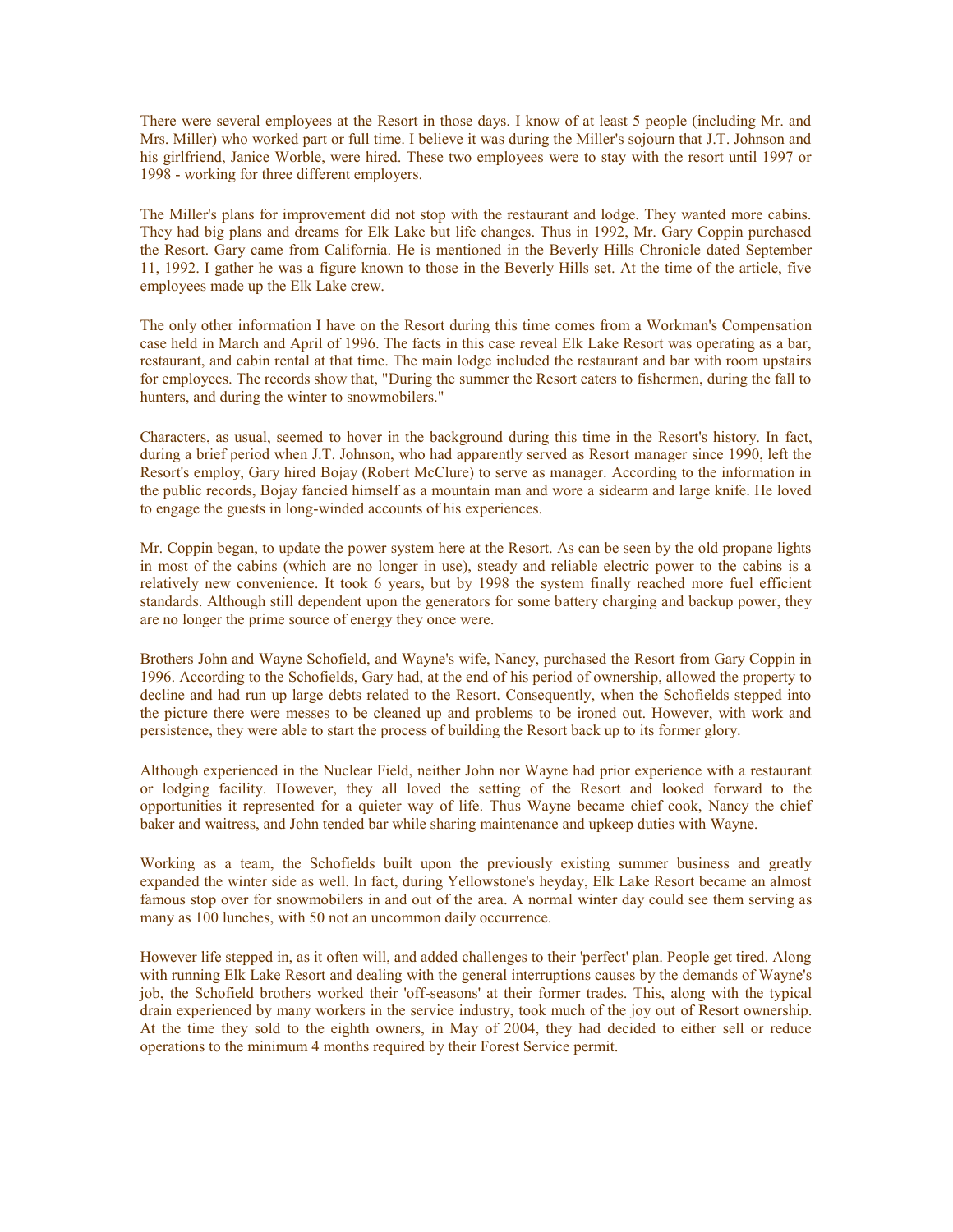There were several employees at the Resort in those days. I know of at least 5 people (including Mr. and Mrs. Miller) who worked part or full time. I believe it was during the Miller's sojourn that J.T. Johnson and his girlfriend, Janice Worble, were hired. These two employees were to stay with the resort until 1997 or 1998 - working for three different employers.

The Miller's plans for improvement did not stop with the restaurant and lodge. They wanted more cabins. They had big plans and dreams for Elk Lake but life changes. Thus in 1992, Mr. Gary Coppin purchased the Resort. Gary came from California. He is mentioned in the Beverly Hills Chronicle dated September 11, 1992. I gather he was a figure known to those in the Beverly Hills set. At the time of the article, five employees made up the Elk Lake crew.

The only other information I have on the Resort during this time comes from a Workman's Compensation case held in March and April of 1996. The facts in this case reveal Elk Lake Resort was operating as a bar, restaurant, and cabin rental at that time. The main lodge included the restaurant and bar with room upstairs for employees. The records show that, "During the summer the Resort caters to fishermen, during the fall to hunters, and during the winter to snowmobilers."

Characters, as usual, seemed to hover in the background during this time in the Resort's history. In fact, during a brief period when J.T. Johnson, who had apparently served as Resort manager since 1990, left the Resort's employ, Gary hired Bojay (Robert McClure) to serve as manager. According to the information in the public records, Bojay fancied himself as a mountain man and wore a sidearm and large knife. He loved to engage the guests in long-winded accounts of his experiences.

Mr. Coppin began, to update the power system here at the Resort. As can be seen by the old propane lights in most of the cabins (which are no longer in use), steady and reliable electric power to the cabins is a relatively new convenience. It took 6 years, but by 1998 the system finally reached more fuel efficient standards. Although still dependent upon the generators for some battery charging and backup power, they are no longer the prime source of energy they once were.

Brothers John and Wayne Schofield, and Wayne's wife, Nancy, purchased the Resort from Gary Coppin in 1996. According to the Schofields, Gary had, at the end of his period of ownership, allowed the property to decline and had run up large debts related to the Resort. Consequently, when the Schofields stepped into the picture there were messes to be cleaned up and problems to be ironed out. However, with work and persistence, they were able to start the process of building the Resort back up to its former glory.

Although experienced in the Nuclear Field, neither John nor Wayne had prior experience with a restaurant or lodging facility. However, they all loved the setting of the Resort and looked forward to the opportunities it represented for a quieter way of life. Thus Wayne became chief cook, Nancy the chief baker and waitress, and John tended bar while sharing maintenance and upkeep duties with Wayne.

Working as a team, the Schofields built upon the previously existing summer business and greatly expanded the winter side as well. In fact, during Yellowstone's heyday, Elk Lake Resort became an almost famous stop over for snowmobilers in and out of the area. A normal winter day could see them serving as many as 100 lunches, with 50 not an uncommon daily occurrence.

However life stepped in, as it often will, and added challenges to their 'perfect' plan. People get tired. Along with running Elk Lake Resort and dealing with the general interruptions causes by the demands of Wayne's job, the Schofield brothers worked their 'off-seasons' at their former trades. This, along with the typical drain experienced by many workers in the service industry, took much of the joy out of Resort ownership. At the time they sold to the eighth owners, in May of 2004, they had decided to either sell or reduce operations to the minimum 4 months required by their Forest Service permit.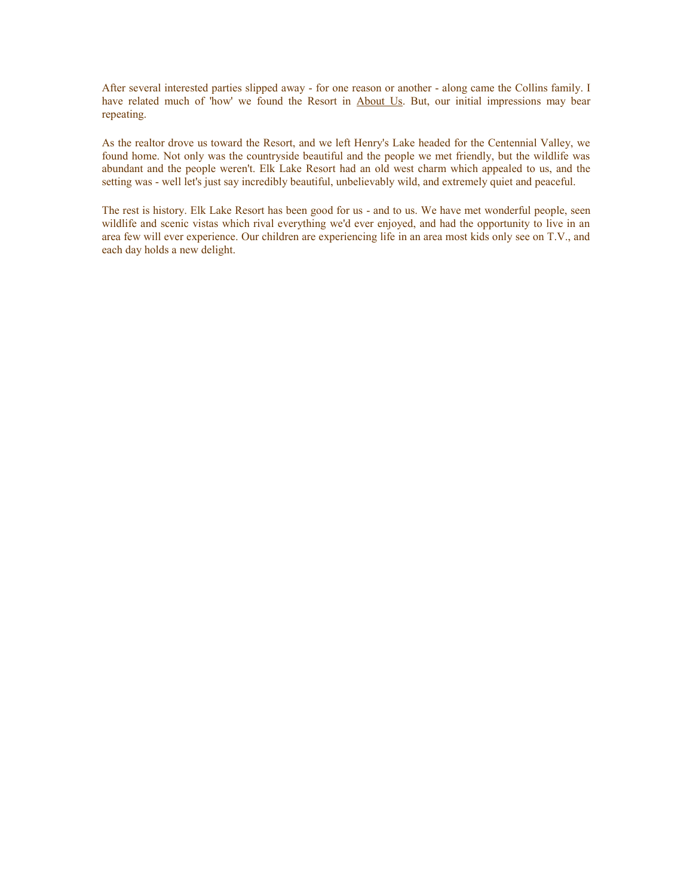After several interested parties slipped away - for one reason or another - along came the Collins family. I have related much of 'how' we found the Resort in About Us. But, our initial impressions may bear repeating.

As the realtor drove us toward the Resort, and we left Henry's Lake headed for the Centennial Valley, we found home. Not only was the countryside beautiful and the people we met friendly, but the wildlife was abundant and the people weren't. Elk Lake Resort had an old west charm which appealed to us, and the setting was - well let's just say incredibly beautiful, unbelievably wild, and extremely quiet and peaceful.

The rest is history. Elk Lake Resort has been good for us - and to us. We have met wonderful people, seen wildlife and scenic vistas which rival everything we'd ever enjoyed, and had the opportunity to live in an area few will ever experience. Our children are experiencing life in an area most kids only see on T.V., and each day holds a new delight.